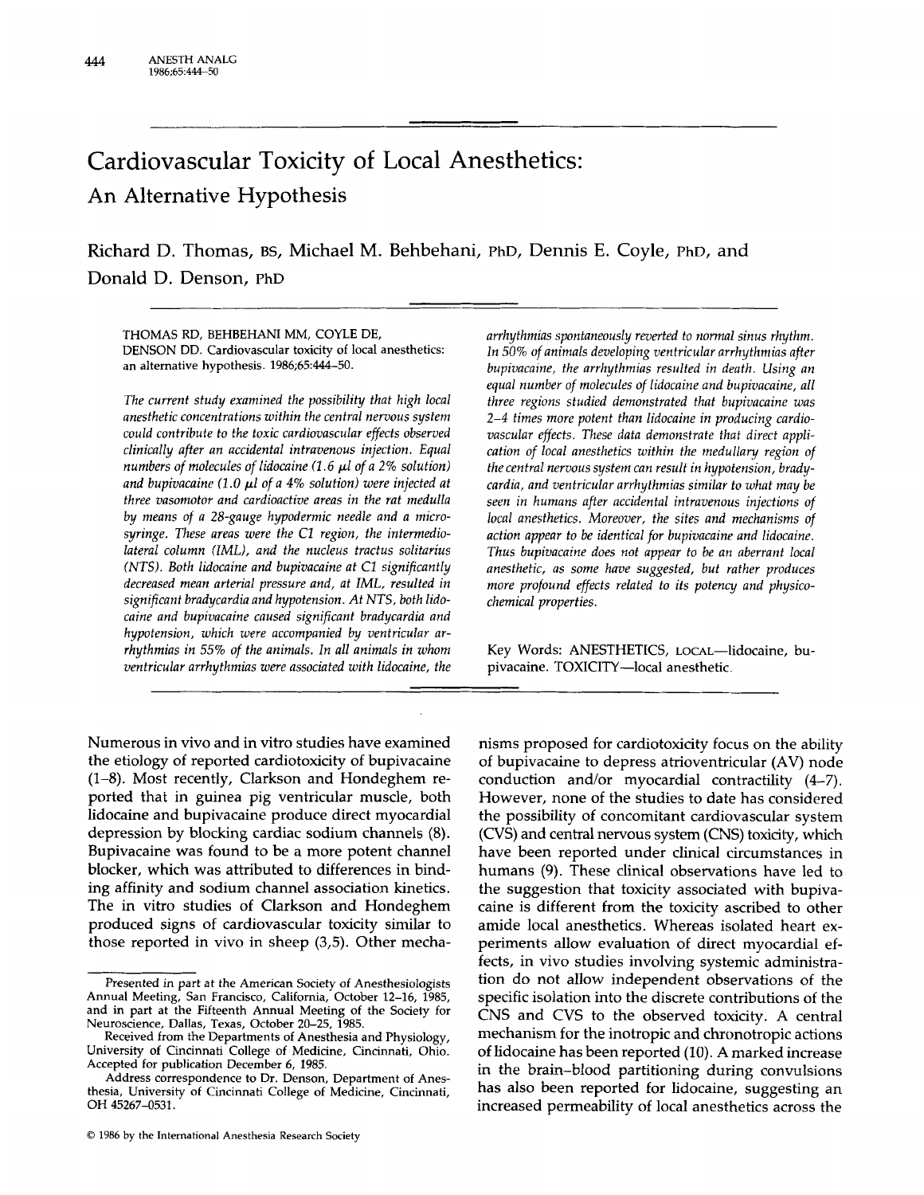# Cardiovascular Toxicity of Local Anesthetics: An Alternative Hypothesis

Richard D. Thomas, BS, Michael M. Behbehani, PhD, Dennis E. Coyle, PhD, and Donald D. Denson, PhD

THOMAS RD, BEHBEHANI MM, COYLE DE, DENSON DD. Cardiovascular toxicity of local anesthetics: an alternative hypothesis. 1986;65:444–50.

*The current study examined the possibility that high local anesthetic concentrations within the central nervous system could contribute to the toxic cardiovascular effects observed clinically after an accidental intravenous injection. Equal numbers of molecules of lidocaine (1.6 μl of a 2% solution) and bupivacaine (1.0 μl of a 4% solution) were injected at three vasomotor and cardioactive areas in the rat medulla by means of a 28-gauge hypodermic needle and a microsyringe. These areas were the C1 region, the intermediolateral column (IML), and the nucleus tractus solitarius (NTS). Both lidocaine and bupivacaine at C1 significantly decreased mean arterial pressure and, at IML, resulted in significant bradycardia and hypotension. At NTS, both lidocaine and bupivacaine caused significant bradycardia and hypotension, which were accompanied by ventricular arrhythmias in 55% of the animals. In all animals in whom ventricular arrhythmias were associated with lidocaine, the arrhythmias spontaneously reverted to normal sinus rhythm. In 50% of animals developing ventricular arrhythmias after bupivacaine, the arrhythmias resulted in death. Using an equal number of molecules of lidocaine and bupivacaine, all three regions studied demonstrated that bupivacaine was 2–4 times more potent than lidocaine in producing cardiovascular effects. These data demonstrate that direct application of local anesthetics within the medullary region of the central nervous system can result in hypotension, bradycardia, and ventricular arrhythmias similar to what may be seen in humans after accidental intravenous injections of local anesthetics. Moreover, the sites and mechanisms of action appear to be identical for bupivacaine and lidocaine. Thus bupivacaine does not appear to be an aberrant local anesthetic, as some have suggested, but rather produces more profound effects related to its potency and physicochemical properties.*

Key Words: ANESTHETICS, LOCAL—lidocaine, bupivacaine. TOXICITY—local anesthetic.

Numerous in vivo and in vitro studies have examined the etiology of reported cardiotoxicity of bupivacaine (1–8). Most recently, Clarkson and Hondeghem reported that in guinea pig ventricular muscle, both lidocaine and bupivacaine produce direct myocardial depression by blocking cardiac sodium channels (8). Bupivacaine was found to be a more potent channel blocker, which was attributed to differences in binding affinity and sodium channel association kinetics. The in vitro studies of Clarkson and Hondeghem produced signs of cardiovascular toxicity similar to those reported in vivo in sheep (3,5). Other mechanisms proposed for cardiotoxicity focus on the ability of bupivacaine to depress atrioventricular (AV) node conduction and/or myocardial contractility (4–7). However, none of the studies to date has considered the possibility of concomitant cardiovascular system (CVS) and central nervous system (CNS) toxicity, which have been reported under clinical circumstances in humans (9). These clinical observations have led to the suggestion that toxicity associated with bupivacaine is different from the toxicity ascribed to other amide local anesthetics. Whereas isolated heart experiments allow evaluation of direct myocardial effects, in vivo studies involving systemic administration do not allow independent observations of the specific isolation into the discrete contributions of the CNS and CVS to the observed toxicity. A central mechanism for the inotropic and chronotropic actions of lidocaine has been reported (10). A marked increase in the brain–blood partitioning during convulsions has also been reported for lidocaine, suggesting an increased permeability of local anesthetics across the

---

Presented in part at the American Society of Anesthesiologists Annual Meeting, San Francisco, California, October 12–16, 1985, and in part at the Fifteenth Annual Meeting of the Society for Neuroscience, Dallas, Texas, October 20–25, 1985.

Received from the Departments of Anesthesia and Physiology, University of Cincinnati College of Medicine, Cincinnati, Ohio. Accepted for publication December 6, 1985.

Address correspondence to Dr. Denson, Department of Anesthesia, University of Cincinnati College of Medicine, Cincinnati, OH 45267-0531.

© 1986 by the International Anesthesia Research Society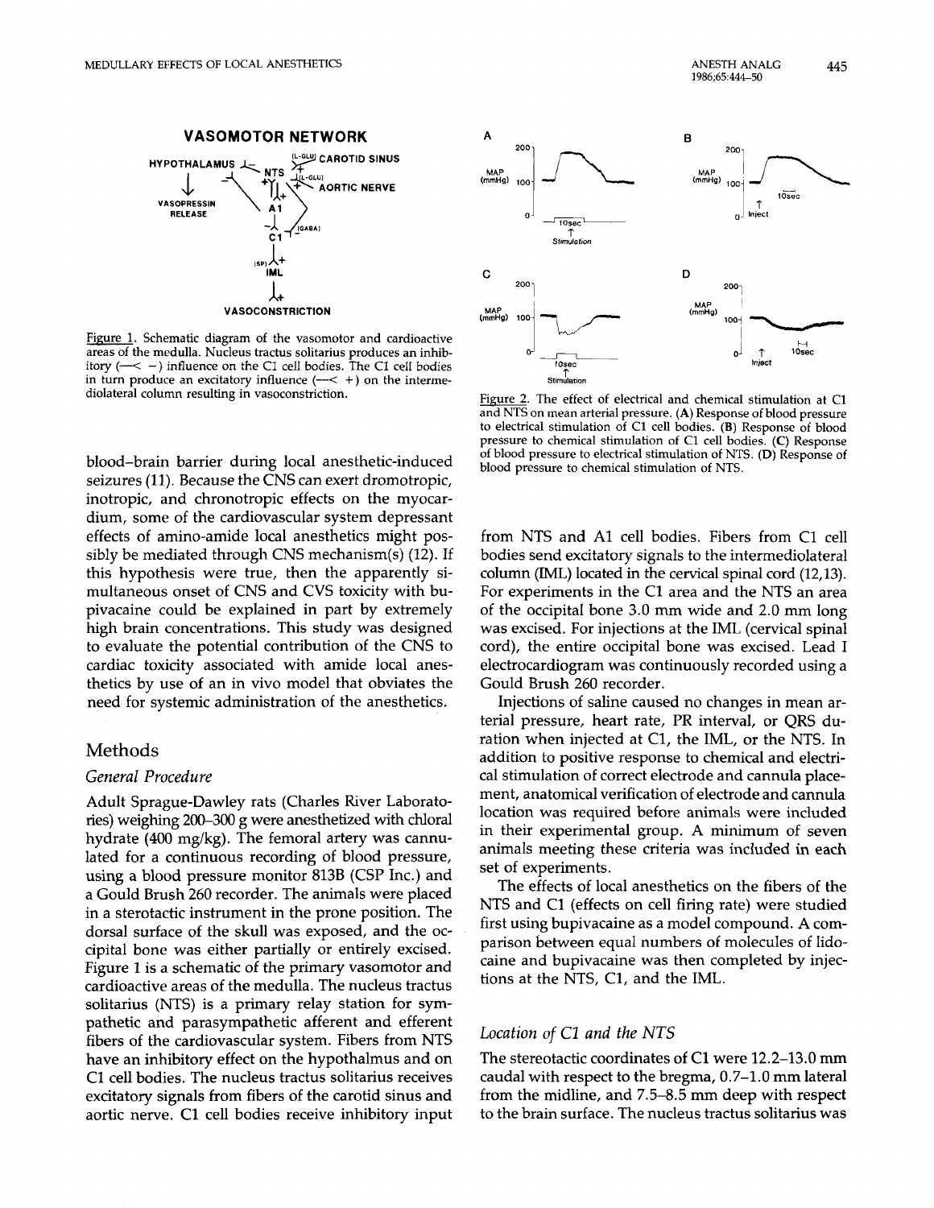**VASOMOTOR NETWORK**

Figure 1. Schematic diagram of the vasomotor and cardioactive areas of the medulla. Nucleus tractus solitarius produces an inhibitory (—< −) influence on the C1 cell bodies. The C1 cell bodies in turn produce an excitatory influence (—< +) on the intermediolateral column resulting in vasoconstriction.

Figure 2. The effect of electrical and chemical stimulation at C1 and NTS on mean arterial pressure. (A) Response of blood pressure to electrical stimulation of C1 cell bodies. (B) Response of blood pressure to chemical stimulation of C1 cell bodies. (C) Response of blood pressure to electrical stimulation of NTS. (D) Response of blood pressure to chemical stimulation of NTS.

blood–brain barrier during local anesthetic-induced seizures (11). Because the CNS can exert dromotropic, inotropic, and chronotropic effects on the myocardium, some of the cardiovascular system depressant effects of amino-amide local anesthetics might possibly be mediated through CNS mechanism(s) (12). If this hypothesis were true, then the apparently simultaneous onset of CNS and CVS toxicity with bupivacaine could be explained in part by extremely high brain concentrations. This study was designed to evaluate the potential contribution of the CNS to cardiac toxicity associated with amide local anesthetics by use of an in vivo model that obviates the need for systemic administration of the anesthetics.

## Methods

### *General Procedure*

Adult Sprague-Dawley rats (Charles River Laboratories) weighing 200–300 g were anesthetized with chloral hydrate (400 mg/kg). The femoral artery was cannulated for a continuous recording of blood pressure, using a blood pressure monitor 813B (CSP Inc.) and a Gould Brush 260 recorder. The animals were placed in a sterotactic instrument in the prone position. The dorsal surface of the skull was exposed, and the occipital bone was either partially or entirely excised. Figure 1 is a schematic of the primary vasomotor and cardioactive areas of the medulla. The nucleus tractus solitarius (NTS) is a primary relay station for sympathetic and parasympathetic afferent and efferent fibers of the cardiovascular system. Fibers from NTS have an inhibitory effect on the hypothalmus and on C1 cell bodies. The nucleus tractus solitarius receives excitatory signals from fibers of the carotid sinus and aortic nerve. C1 cell bodies receive inhibitory input from NTS and A1 cell bodies. Fibers from C1 cell bodies send excitatory signals to the intermediolateral column (IML) located in the cervical spinal cord (12,13). For experiments in the C1 area and the NTS an area of the occipital bone 3.0 mm wide and 2.0 mm long was excised. For injections at the IML (cervical spinal cord), the entire occipital bone was excised. Lead I electrocardiogram was continuously recorded using a Gould Brush 260 recorder.

Injections of saline caused no changes in mean arterial pressure, heart rate, PR interval, or QRS duration when injected at C1, the IML, or the NTS. In addition to positive response to chemical and electrical stimulation of correct electrode and cannula placement, anatomical verification of electrode and cannula location was required before animals were included in their experimental group. A minimum of seven animals meeting these criteria was included in each set of experiments.

The effects of local anesthetics on the fibers of the NTS and C1 (effects on cell firing rate) were studied first using bupivacaine as a model compound. A comparison between equal numbers of molecules of lidocaine and bupivacaine was then completed by injections at the NTS, C1, and the IML.

### *Location of C1 and the NTS*

The stereotactic coordinates of C1 were 12.2–13.0 mm caudal with respect to the bregma, 0.7–1.0 mm lateral from the midline, and 7.5–8.5 mm deep with respect to the brain surface. The nucleus tractus solitarius was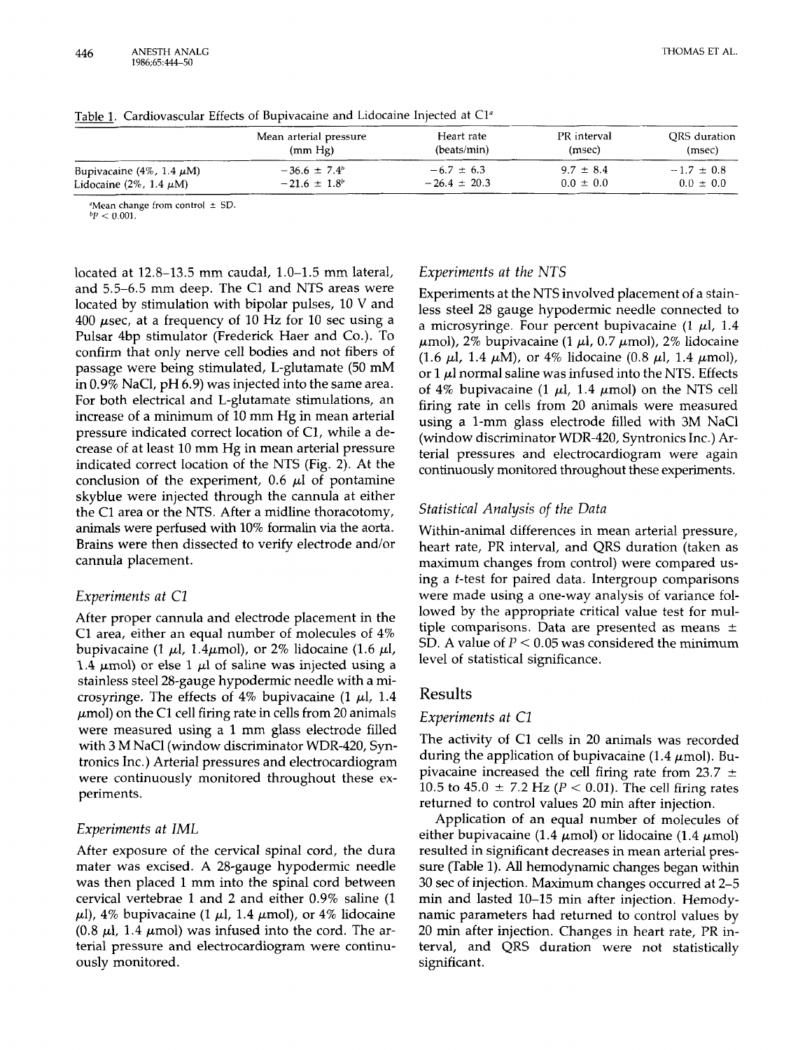Table 1. Cardiovascular Effects of Bupivacaine and Lidocaine Injected at C1[a]

| | Mean arterial pressure (mm Hg) | Heart rate (beats/min) | PR interval (msec) | QRS duration (msec) |
|---|---|---|---|---|
| Bupivacaine (4%, 1.4 μM) | $-36.6 \pm 7.4$[b] | $-6.7 \pm 6.3$ | $9.7 \pm 8.4$ | $-1.7 \pm 0.8$ |
| Lidocaine (2%, 1.4 μM) | $-21.6 \pm 1.8$[b] | $-26.4 \pm 20.3$ | $0.0 \pm 0.0$ | $0.0 \pm 0.0$ |

[a]Mean change from control ± SD.
[b]$P < 0.001$.

located at 12.8–13.5 mm caudal, 1.0–1.5 mm lateral, and 5.5–6.5 mm deep. The C1 and NTS areas were located by stimulation with bipolar pulses, 10 V and 400 μsec, at a frequency of 10 Hz for 10 sec using a Pulsar 4bp stimulator (Frederick Haer and Co.). To confirm that only nerve cell bodies and not fibers of passage were being stimulated, L-glutamate (50 mM in 0.9% NaCl, pH 6.9) was injected into the same area. For both electrical and L-glutamate stimulations, an increase of a minimum of 10 mm Hg in mean arterial pressure indicated correct location of C1, while a decrease of at least 10 mm Hg in mean arterial pressure indicated correct location of the NTS (Fig. 2). At the conclusion of the experiment, 0.6 μl of pontamine skyblue were injected through the cannula at either the C1 area or the NTS. After a midline thoracotomy, animals were perfused with 10% formalin via the aorta. Brains were then dissected to verify electrode and/or cannula placement.

### *Experiments at C1*

After proper cannula and electrode placement in the C1 area, either an equal number of molecules of 4% bupivacaine (1 μl, 1.4μmol), or 2% lidocaine (1.6 μl, 1.4 μmol) or else 1 μl of saline was injected using a stainless steel 28-gauge hypodermic needle with a microsyringe. The effects of 4% bupivacaine (1 μl, 1.4 μmol) on the C1 cell firing rate in cells from 20 animals were measured using a 1 mm glass electrode filled with 3 M NaCl (window discriminator WDR-420, Syntronics Inc.) Arterial pressures and electrocardiogram were continuously monitored throughout these experiments.

### *Experiments at IML*

After exposure of the cervical spinal cord, the dura mater was excised. A 28-gauge hypodermic needle was then placed 1 mm into the spinal cord between cervical vertebrae 1 and 2 and either 0.9% saline (1 μl), 4% bupivacaine (1 μl, 1.4 μmol), or 4% lidocaine (0.8 μl, 1.4 μmol) was infused into the cord. The arterial pressure and electrocardiogram were continuously monitored.

### *Experiments at the NTS*

Experiments at the NTS involved placement of a stainless steel 28 gauge hypodermic needle connected to a microsyringe. Four percent bupivacaine (1 μl, 1.4 μmol), 2% bupivacaine (1 μl, 0.7 μmol), 2% lidocaine (1.6 μl, 1.4 μM), or 4% lidocaine (0.8 μl, 1.4 μmol), or 1 μl normal saline was infused into the NTS. Effects of 4% bupivacaine (1 μl, 1.4 μmol) on the NTS cell firing rate in cells from 20 animals were measured using a 1-mm glass electrode filled with 3M NaCl (window discriminator WDR-420, Syntronics Inc.) Arterial pressures and electrocardiogram were again continuously monitored throughout these experiments.

### *Statistical Analysis of the Data*

Within-animal differences in mean arterial pressure, heart rate, PR interval, and QRS duration (taken as maximum changes from control) were compared using a *t*-test for paired data. Intergroup comparisons were made using a one-way analysis of variance followed by the appropriate critical value test for multiple comparisons. Data are presented as means ± SD. A value of $P < 0.05$ was considered the minimum level of statistical significance.

## Results

### *Experiments at C1*

The activity of C1 cells in 20 animals was recorded during the application of bupivacaine (1.4 μmol). Bupivacaine increased the cell firing rate from 23.7 ± 10.5 to 45.0 ± 7.2 Hz ($P < 0.01$). The cell firing rates returned to control values 20 min after injection.

Application of an equal number of molecules of either bupivacaine (1.4 μmol) or lidocaine (1.4 μmol) resulted in significant decreases in mean arterial pressure (Table 1). All hemodynamic changes began within 30 sec of injection. Maximum changes occurred at 2–5 min and lasted 10–15 min after injection. Hemodynamic parameters had returned to control values by 20 min after injection. Changes in heart rate, PR interval, and QRS duration were not statistically significant.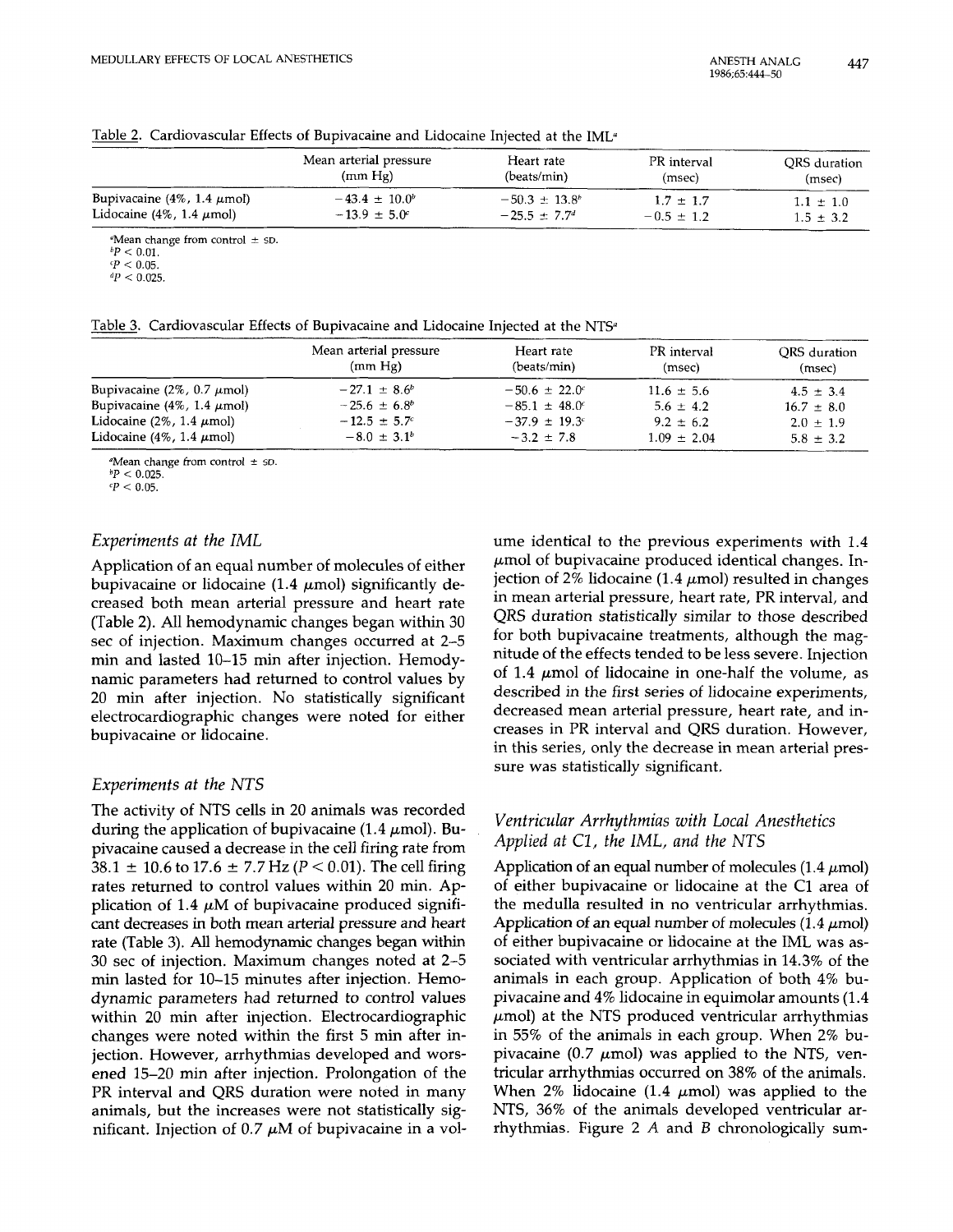Table 2. Cardiovascular Effects of Bupivacaine and Lidocaine Injected at the IML[a]

| | Mean arterial pressure (mm Hg) | Heart rate (beats/min) | PR interval (msec) | QRS duration (msec) |
|---|---|---|---|---|
| Bupivacaine (4%, 1.4 μmol) | −43.4 ± 10.0[b] | −50.3 ± 13.8[b] | 1.7 ± 1.7 | 1.1 ± 1.0 |
| Lidocaine (4%, 1.4 μmol) | −13.9 ± 5.0[c] | −25.5 ± 7.7[d] | −0.5 ± 1.2 | 1.5 ± 3.2 |

[a]Mean change from control ± SD.
[b]$P < 0.01$.
[c]$P < 0.05$.
[d]$P < 0.025$.

Table 3. Cardiovascular Effects of Bupivacaine and Lidocaine Injected at the NTS[a]

| | Mean arterial pressure (mm Hg) | Heart rate (beats/min) | PR interval (msec) | QRS duration (msec) |
|---|---|---|---|---|
| Bupivacaine (2%, 0.7 μmol) | −27.1 ± 8.6[b] | −50.6 ± 22.0[c] | 11.6 ± 5.6 | 4.5 ± 3.4 |
| Bupivacaine (4%, 1.4 μmol) | −25.6 ± 6.8[b] | −85.1 ± 48.0[c] | 5.6 ± 4.2 | 16.7 ± 8.0 |
| Lidocaine (2%, 1.4 μmol) | −12.5 ± 5.7[c] | −37.9 ± 19.3[c] | 9.2 ± 6.2 | 2.0 ± 1.9 |
| Lidocaine (4%, 1.4 μmol) | −8.0 ± 3.1[b] | −3.2 ± 7.8 | 1.09 ± 2.04 | 5.8 ± 3.2 |

[a]Mean change from control ± SD.
[b]$P < 0.025$.
[c]$P < 0.05$.

### *Experiments at the IML*

Application of an equal number of molecules of either bupivacaine or lidocaine (1.4 μmol) significantly decreased both mean arterial pressure and heart rate (Table 2). All hemodynamic changes began within 30 sec of injection. Maximum changes occurred at 2–5 min and lasted 10–15 min after injection. Hemodynamic parameters had returned to control values by 20 min after injection. No statistically significant electrocardiographic changes were noted for either bupivacaine or lidocaine.

### *Experiments at the NTS*

The activity of NTS cells in 20 animals was recorded during the application of bupivacaine (1.4 μmol). Bupivacaine caused a decrease in the cell firing rate from 38.1 ± 10.6 to 17.6 ± 7.7 Hz ($P < 0.01$). The cell firing rates returned to control values within 20 min. Application of 1.4 μM of bupivacaine produced significant decreases in both mean arterial pressure and heart rate (Table 3). All hemodynamic changes began within 30 sec of injection. Maximum changes noted at 2–5 min lasted for 10–15 minutes after injection. Hemodynamic parameters had returned to control values within 20 min after injection. Electrocardiographic changes were noted within the first 5 min after injection. However, arrhythmias developed and worsened 15–20 min after injection. Prolongation of the PR interval and QRS duration were noted in many animals, but the increases were not statistically significant. Injection of 0.7 μM of bupivacaine in a volume identical to the previous experiments with 1.4 μmol of bupivacaine produced identical changes. Injection of 2% lidocaine (1.4 μmol) resulted in changes in mean arterial pressure, heart rate, PR interval, and QRS duration statistically similar to those described for both bupivacaine treatments, although the magnitude of the effects tended to be less severe. Injection of 1.4 μmol of lidocaine in one-half the volume, as described in the first series of lidocaine experiments, decreased mean arterial pressure, heart rate, and increases in PR interval and QRS duration. However, in this series, only the decrease in mean arterial pressure was statistically significant.

### *Ventricular Arrhythmias with Local Anesthetics Applied at C1, the IML, and the NTS*

Application of an equal number of molecules (1.4 μmol) of either bupivacaine or lidocaine at the C1 area of the medulla resulted in no ventricular arrhythmias. Application of an equal number of molecules (1.4 μmol) of either bupivacaine or lidocaine at the IML was associated with ventricular arrhythmias in 14.3% of the animals in each group. Application of both 4% bupivacaine and 4% lidocaine in equimolar amounts (1.4 μmol) at the NTS produced ventricular arrhythmias in 55% of the animals in each group. When 2% bupivacaine (0.7 μmol) was applied to the NTS, ventricular arrhythmias occurred on 38% of the animals. When 2% lidocaine (1.4 μmol) was applied to the NTS, 36% of the animals developed ventricular arrhythmias. Figure 2 *A* and *B* chronologically sum-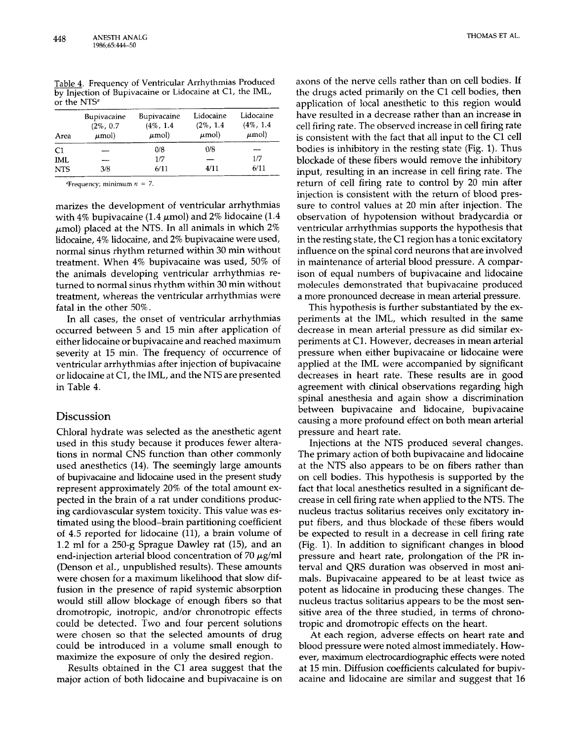Table 4. Frequency of Ventricular Arrhythmias Produced by Injection of Bupivacaine or Lidocaine at C1, the IML, or the NTS[a]

| Area | Bupivacaine (2%, 0.7 μmol) | Bupivacaine (4%, 1.4 μmol) | Lidocaine (2%, 1.4 μmol) | Lidocaine (4%, 1.4 μmol) |
|---|---|---|---|---|
| C1 | — | 0/8 | 0/8 | — |
| IML | — | 1/7 | — | 1/7 |
| NTS | 3/8 | 6/11 | 4/11 | 6/11 |

[a]Frequency; minimum $n = 7$.

marizes the development of ventricular arrhythmias with 4% bupivacaine (1.4 μmol) and 2% lidocaine (1.4 μmol) placed at the NTS. In all animals in which 2% lidocaine, 4% lidocaine, and 2% bupivacaine were used, normal sinus rhythm returned within 30 min without treatment. When 4% bupivacaine was used, 50% of the animals developing ventricular arrhythmias returned to normal sinus rhythm within 30 min without treatment, whereas the ventricular arrhythmias were fatal in the other 50%.

In all cases, the onset of ventricular arrhythmias occurred between 5 and 15 min after application of either lidocaine or bupivacaine and reached maximum severity at 15 min. The frequency of occurrence of ventricular arrhythmias after injection of bupivacaine or lidocaine at C1, the IML, and the NTS are presented in Table 4.

## Discussion

Chloral hydrate was selected as the anesthetic agent used in this study because it produces fewer alterations in normal CNS function than other commonly used anesthetics (14). The seemingly large amounts of bupivacaine and lidocaine used in the present study represent approximately 20% of the total amount expected in the brain of a rat under conditions producing cardiovascular system toxicity. This value was estimated using the blood–brain partitioning coefficient of 4.5 reported for lidocaine (11), a brain volume of 1.2 ml for a 250-g Sprague Dawley rat (15), and an end-injection arterial blood concentration of 70 μg/ml (Denson et al., unpublished results). These amounts were chosen for a maximum likelihood that slow diffusion in the presence of rapid systemic absorption would still allow blockage of enough fibers so that dromotropic, inotropic, and/or chronotropic effects could be detected. Two and four percent solutions were chosen so that the selected amounts of drug could be introduced in a volume small enough to maximize the exposure of only the desired region.

Results obtained in the C1 area suggest that the major action of both lidocaine and bupivacaine is on axons of the nerve cells rather than on cell bodies. If the drugs acted primarily on the C1 cell bodies, then application of local anesthetic to this region would have resulted in a decrease rather than an increase in cell firing rate. The observed increase in cell firing rate is consistent with the fact that all input to the C1 cell bodies is inhibitory in the resting state (Fig. 1). Thus blockade of these fibers would remove the inhibitory input, resulting in an increase in cell firing rate. The return of cell firing rate to control by 20 min after injection is consistent with the return of blood pressure to control values at 20 min after injection. The observation of hypotension without bradycardia or ventricular arrhythmias supports the hypothesis that in the resting state, the C1 region has a tonic excitatory influence on the spinal cord neurons that are involved in maintenance of arterial blood pressure. A comparison of equal numbers of bupivacaine and lidocaine molecules demonstrated that bupivacaine produced a more pronounced decrease in mean arterial pressure.

This hypothesis is further substantiated by the experiments at the IML, which resulted in the same decrease in mean arterial pressure as did similar experiments at C1. However, decreases in mean arterial pressure when either bupivacaine or lidocaine were applied at the IML were accompanied by significant decreases in heart rate. These results are in good agreement with clinical observations regarding high spinal anesthesia and again show a discrimination between bupivacaine and lidocaine, bupivacaine causing a more profound effect on both mean arterial pressure and heart rate.

Injections at the NTS produced several changes. The primary action of both bupivacaine and lidocaine at the NTS also appears to be on fibers rather than on cell bodies. This hypothesis is supported by the fact that local anesthetics resulted in a significant decrease in cell firing rate when applied to the NTS. The nucleus tractus solitarius receives only excitatory input fibers, and thus blockade of these fibers would be expected to result in a decrease in cell firing rate (Fig. 1). In addition to significant changes in blood pressure and heart rate, prolongation of the PR interval and QRS duration was observed in most animals. Bupivacaine appeared to be at least twice as potent as lidocaine in producing these changes. The nucleus tractus solitarius appears to be the most sensitive area of the three studied, in terms of chronotropic and dromotropic effects on the heart.

At each region, adverse effects on heart rate and blood pressure were noted almost immediately. However, maximum electrocardiographic effects were noted at 15 min. Diffusion coefficients calculated for bupivacaine and lidocaine are similar and suggest that 16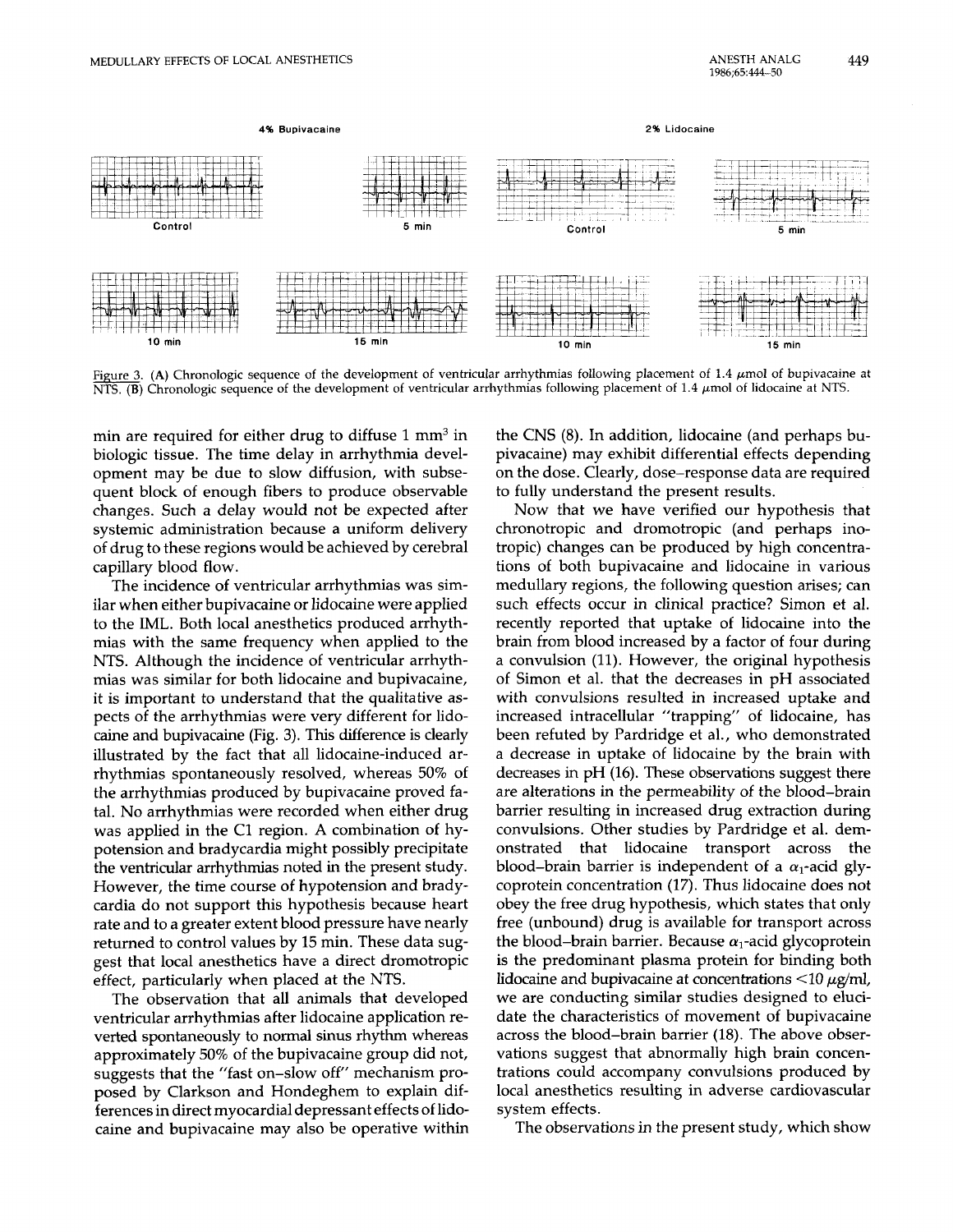4% Bupivacaine

2% Lidocaine

Control

5 min

Control

5 min

10 min

15 min

10 min

15 min

Figure 3. (A) Chronologic sequence of the development of ventricular arrhythmias following placement of 1.4 $\mu$mol of bupivacaine at NTS. (B) Chronologic sequence of the development of ventricular arrhythmias following placement of 1.4 $\mu$mol of lidocaine at NTS.

min are required for either drug to diffuse 1 $mm^3$ in biologic tissue. The time delay in arrhythmia development may be due to slow diffusion, with subsequent block of enough fibers to produce observable changes. Such a delay would not be expected after systemic administration because a uniform delivery of drug to these regions would be achieved by cerebral capillary blood flow.

The incidence of ventricular arrhythmias was similar when either bupivacaine or lidocaine were applied to the IML. Both local anesthetics produced arrhythmias with the same frequency when applied to the NTS. Although the incidence of ventricular arrhythmias was similar for both lidocaine and bupivacaine, it is important to understand that the qualitative aspects of the arrhythmias were very different for lidocaine and bupivacaine (Fig. 3). This difference is clearly illustrated by the fact that all lidocaine-induced arrhythmias spontaneously resolved, whereas 50% of the arrhythmias produced by bupivacaine proved fatal. No arrhythmias were recorded when either drug was applied in the C1 region. A combination of hypotension and bradycardia might possibly precipitate the ventricular arrhythmias noted in the present study. However, the time course of hypotension and bradycardia do not support this hypothesis because heart rate and to a greater extent blood pressure have nearly returned to control values by 15 min. These data suggest that local anesthetics have a direct dromotropic effect, particularly when placed at the NTS.

The observation that all animals that developed ventricular arrhythmias after lidocaine application reverted spontaneously to normal sinus rhythm whereas approximately 50% of the bupivacaine group did not, suggests that the "fast on–slow off" mechanism proposed by Clarkson and Hondeghem to explain differences in direct myocardial depressant effects of lidocaine and bupivacaine may also be operative within the CNS (8). In addition, lidocaine (and perhaps bupivacaine) may exhibit differential effects depending on the dose. Clearly, dose–response data are required to fully understand the present results.

Now that we have verified our hypothesis that chronotropic and dromotropic (and perhaps inotropic) changes can be produced by high concentrations of both bupivacaine and lidocaine in various medullary regions, the following question arises; can such effects occur in clinical practice? Simon et al. recently reported that uptake of lidocaine into the brain from blood increased by a factor of four during a convulsion (11). However, the original hypothesis of Simon et al. that the decreases in pH associated with convulsions resulted in increased uptake and increased intracellular "trapping" of lidocaine, has been refuted by Pardridge et al., who demonstrated a decrease in uptake of lidocaine by the brain with decreases in pH (16). These observations suggest there are alterations in the permeability of the blood–brain barrier resulting in increased drug extraction during convulsions. Other studies by Pardridge et al. demonstrated that lidocaine transport across the blood–brain barrier is independent of a $\alpha_1$-acid glycoprotein concentration (17). Thus lidocaine does not obey the free drug hypothesis, which states that only free (unbound) drug is available for transport across the blood–brain barrier. Because $\alpha_1$-acid glycoprotein is the predominant plasma protein for binding both lidocaine and bupivacaine at concentrations <10 $\mu$g/ml, we are conducting similar studies designed to elucidate the characteristics of movement of bupivacaine across the blood–brain barrier (18). The above observations suggest that abnormally high brain concentrations could accompany convulsions produced by local anesthetics resulting in adverse cardiovascular system effects.

The observations in the present study, which show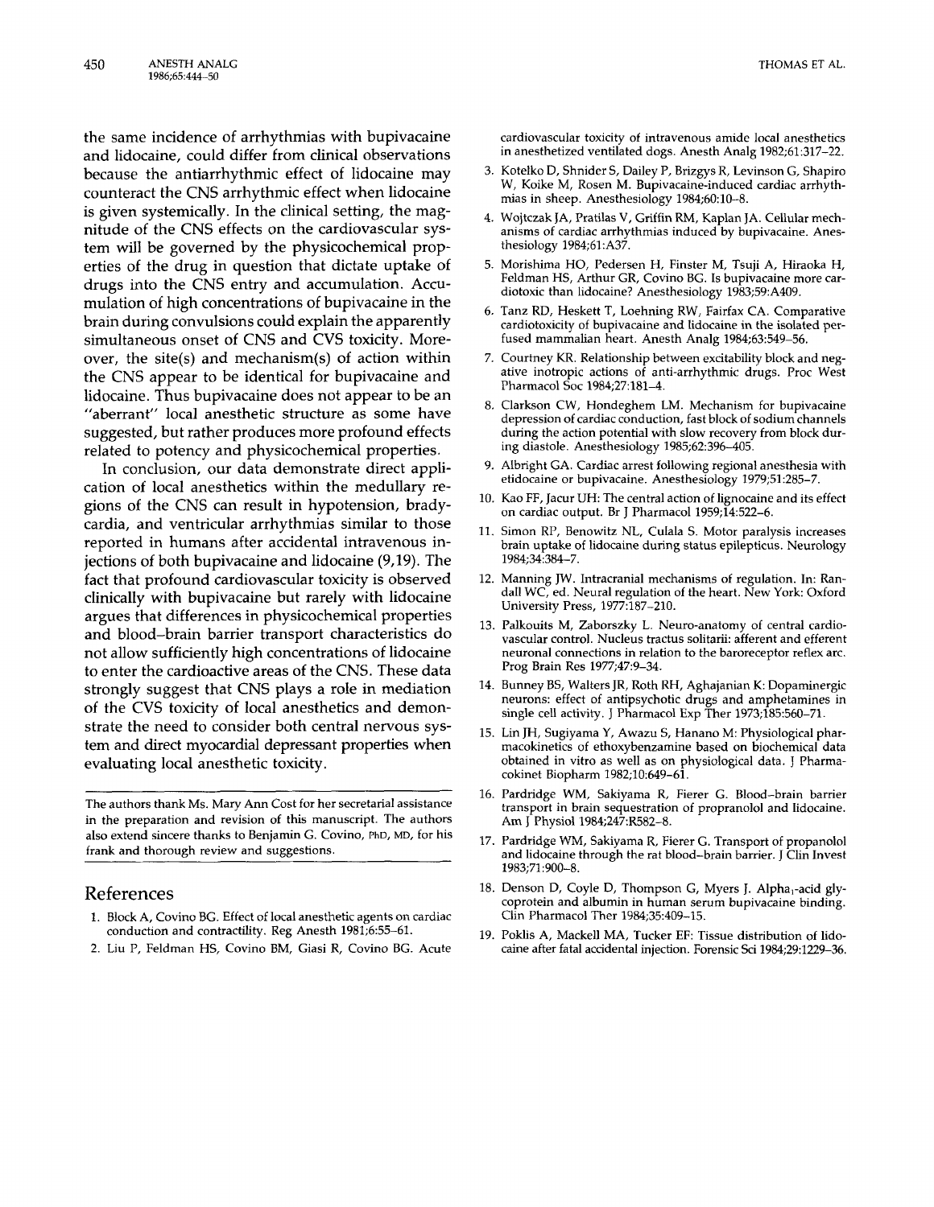the same incidence of arrhythmias with bupivacaine and lidocaine, could differ from clinical observations because the antiarrhythmic effect of lidocaine may counteract the CNS arrhythmic effect when lidocaine is given systemically. In the clinical setting, the magnitude of the CNS effects on the cardiovascular system will be governed by the physicochemical properties of the drug in question that dictate uptake of drugs into the CNS entry and accumulation. Accumulation of high concentrations of bupivacaine in the brain during convulsions could explain the apparently simultaneous onset of CNS and CVS toxicity. Moreover, the site(s) and mechanism(s) of action within the CNS appear to be identical for bupivacaine and lidocaine. Thus bupivacaine does not appear to be an "aberrant" local anesthetic structure as some have suggested, but rather produces more profound effects related to potency and physicochemical properties.

In conclusion, our data demonstrate direct application of local anesthetics within the medullary regions of the CNS can result in hypotension, bradycardia, and ventricular arrhythmias similar to those reported in humans after accidental intravenous injections of both bupivacaine and lidocaine (9,19). The fact that profound cardiovascular toxicity is observed clinically with bupivacaine but rarely with lidocaine argues that differences in physicochemical properties and blood–brain barrier transport characteristics do not allow sufficiently high concentrations of lidocaine to enter the cardioactive areas of the CNS. These data strongly suggest that CNS plays a role in mediation of the CVS toxicity of local anesthetics and demonstrate the need to consider both central nervous system and direct myocardial depressant properties when evaluating local anesthetic toxicity.

The authors thank Ms. Mary Ann Cost for her secretarial assistance in the preparation and revision of this manuscript. The authors also extend sincere thanks to Benjamin G. Covino, PhD, MD, for his frank and thorough review and suggestions.

## References

1. Block A, Covino BG. Effect of local anesthetic agents on cardiac conduction and contractility. Reg Anesth 1981;6:55–61.
2. Liu P, Feldman HS, Covino BM, Giasi R, Covino BG. Acute cardiovascular toxicity of intravenous amide local anesthetics in anesthetized ventilated dogs. Anesth Analg 1982;61:317–22.
3. Kotelko D, Shnider S, Dailey P, Brizgys R, Levinson G, Shapiro W, Koike M, Rosen M. Bupivacaine-induced cardiac arrhythmias in sheep. Anesthesiology 1984;60:10–8.
4. Wojtczak JA, Pratilas V, Griffin RM, Kaplan JA. Cellular mechanisms of cardiac arrhythmias induced by bupivacaine. Anesthesiology 1984;61:A37.
5. Morishima HO, Pedersen H, Finster M, Tsuji A, Hiraoka H, Feldman HS, Arthur GR, Covino BG. Is bupivacaine more cardiotoxic than lidocaine? Anesthesiology 1983;59:A409.
6. Tanz RD, Heskett T, Loehning RW, Fairfax CA. Comparative cardiotoxicity of bupivacaine and lidocaine in the isolated perfused mammalian heart. Anesth Analg 1984;63:549–56.
7. Courtney KR. Relationship between excitability block and negative inotropic actions of anti-arrhythmic drugs. Proc West Pharmacol Soc 1984;27:181–4.
8. Clarkson CW, Hondeghem LM. Mechanism for bupivacaine depression of cardiac conduction, fast block of sodium channels during the action potential with slow recovery from block during diastole. Anesthesiology 1985;62:396–405.
9. Albright GA. Cardiac arrest following regional anesthesia with etidocaine or bupivacaine. Anesthesiology 1979;51:285–7.
10. Kao FF, Jacur UH: The central action of lignocaine and its effect on cardiac output. Br J Pharmacol 1959;14:522–6.
11. Simon RP, Benowitz NL, Culala S. Motor paralysis increases brain uptake of lidocaine during status epilepticus. Neurology 1984;34:384–7.
12. Manning JW. Intracranial mechanisms of regulation. In: Randall WC, ed. Neural regulation of the heart. New York: Oxford University Press, 1977:187–210.
13. Palkouits M, Zaborszky L. Neuro-anatomy of central cardiovascular control. Nucleus tractus solitarii: afferent and efferent neuronal connections in relation to the baroreceptor reflex arc. Prog Brain Res 1977;47:9–34.
14. Bunney BS, Walters JR, Roth RH, Aghajanian K: Dopaminergic neurons: effect of antipsychotic drugs and amphetamines in single cell activity. J Pharmacol Exp Ther 1973;185:560–71.
15. Lin JH, Sugiyama Y, Awazu S, Hanano M: Physiological pharmacokinetics of ethoxybenzamine based on biochemical data obtained in vitro as well as on physiological data. J Pharmacokinet Biopharm 1982;10:649–61.
16. Pardridge WM, Sakiyama R, Fierer G. Blood-brain barrier transport in brain sequestration of propranolol and lidocaine. Am J Physiol 1984;247:R582–8.
17. Pardridge WM, Sakiyama R, Fierer G. Transport of propanolol and lidocaine through the rat blood–brain barrier. J Clin Invest 1983;71:900–8.
18. Denson D, Coyle D, Thompson G, Myers J. Alpha$_1$-acid glycoprotein and albumin in human serum bupivacaine binding. Clin Pharmacol Ther 1984;35:409–15.
19. Poklis A, Mackell MA, Tucker EF: Tissue distribution of lidocaine after fatal accidental injection. Forensic Sci 1984;29:1229–36.